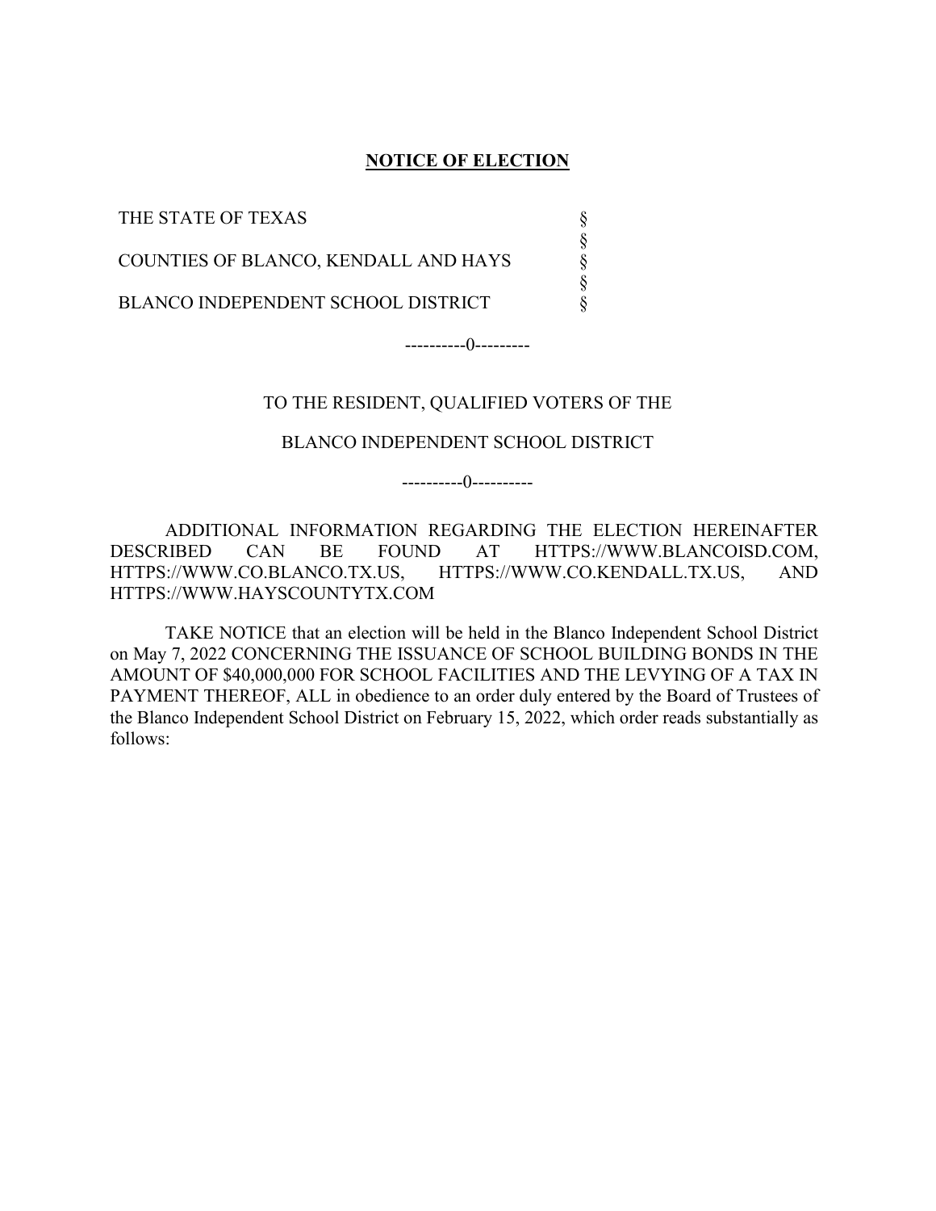# NOTICE OF ELECTION

| | |
|---|---|
| THE STATE OF TEXAS | § |
| | § |
| COUNTIES OF BLANCO, KENDALL AND HAYS | § |
| | § |
| BLANCO INDEPENDENT SCHOOL DISTRICT | § |

----------0---------

TO THE RESIDENT, QUALIFIED VOTERS OF THE

BLANCO INDEPENDENT SCHOOL DISTRICT

----------0----------

ADDITIONAL INFORMATION REGARDING THE ELECTION HEREINAFTER DESCRIBED CAN BE FOUND AT HTTPS://WWW.BLANCOISD.COM, HTTPS://WWW.CO.BLANCO.TX.US, HTTPS://WWW.CO.KENDALL.TX.US, AND HTTPS://WWW.HAYSCOUNTYTX.COM

TAKE NOTICE that an election will be held in the Blanco Independent School District on May 7, 2022 CONCERNING THE ISSUANCE OF SCHOOL BUILDING BONDS IN THE AMOUNT OF $40,000,000 FOR SCHOOL FACILITIES AND THE LEVYING OF A TAX IN PAYMENT THEREOF, ALL in obedience to an order duly entered by the Board of Trustees of the Blanco Independent School District on February 15, 2022, which order reads substantially as follows: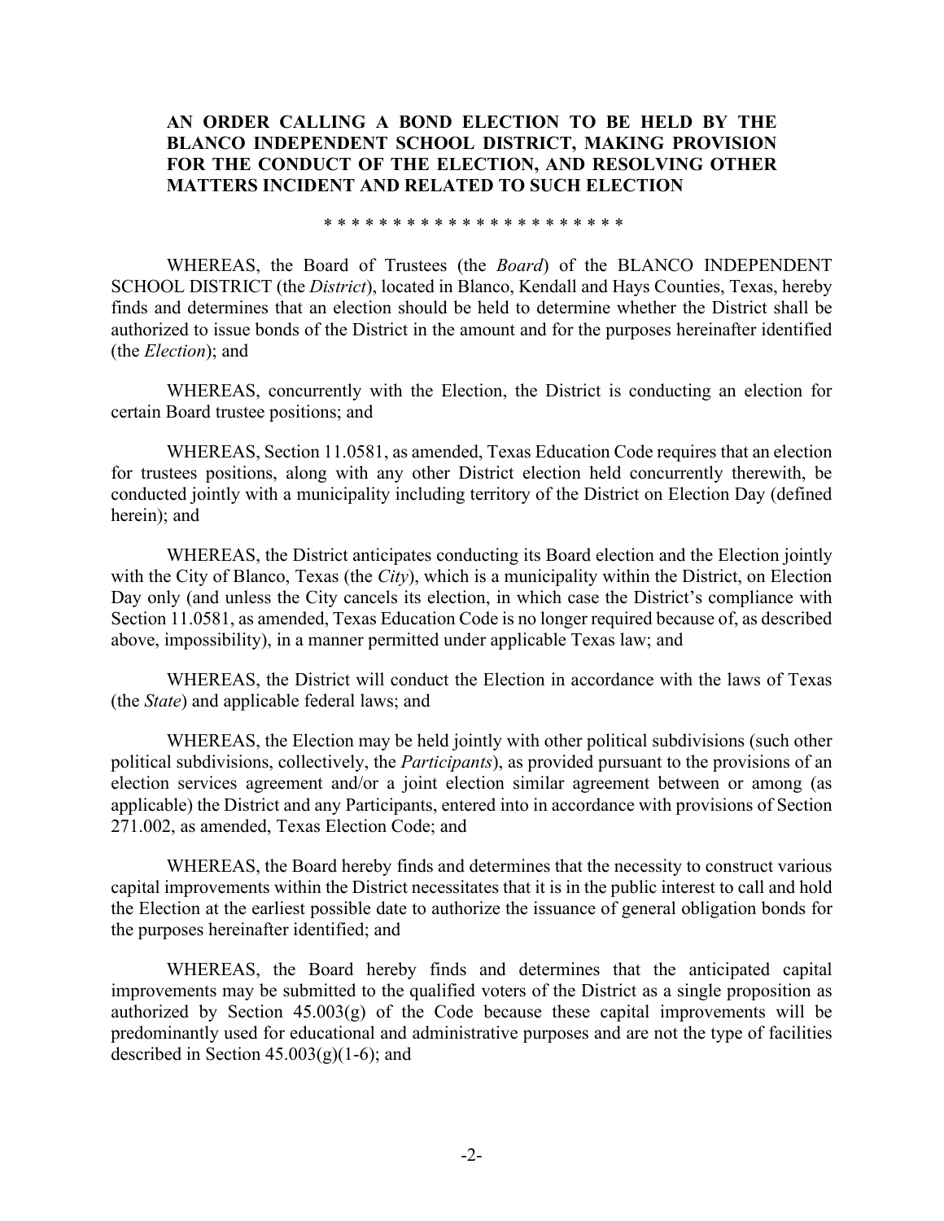**AN ORDER CALLING A BOND ELECTION TO BE HELD BY THE BLANCO INDEPENDENT SCHOOL DISTRICT, MAKING PROVISION FOR THE CONDUCT OF THE ELECTION, AND RESOLVING OTHER MATTERS INCIDENT AND RELATED TO SUCH ELECTION**

* * * * * * * * * * * * * * * * * * * * * *

WHEREAS, the Board of Trustees (the *Board*) of the BLANCO INDEPENDENT SCHOOL DISTRICT (the *District*), located in Blanco, Kendall and Hays Counties, Texas, hereby finds and determines that an election should be held to determine whether the District shall be authorized to issue bonds of the District in the amount and for the purposes hereinafter identified (the *Election*); and

WHEREAS, concurrently with the Election, the District is conducting an election for certain Board trustee positions; and

WHEREAS, Section 11.0581, as amended, Texas Education Code requires that an election for trustees positions, along with any other District election held concurrently therewith, be conducted jointly with a municipality including territory of the District on Election Day (defined herein); and

WHEREAS, the District anticipates conducting its Board election and the Election jointly with the City of Blanco, Texas (the *City*), which is a municipality within the District, on Election Day only (and unless the City cancels its election, in which case the District's compliance with Section 11.0581, as amended, Texas Education Code is no longer required because of, as described above, impossibility), in a manner permitted under applicable Texas law; and

WHEREAS, the District will conduct the Election in accordance with the laws of Texas (the *State*) and applicable federal laws; and

WHEREAS, the Election may be held jointly with other political subdivisions (such other political subdivisions, collectively, the *Participants*), as provided pursuant to the provisions of an election services agreement and/or a joint election similar agreement between or among (as applicable) the District and any Participants, entered into in accordance with provisions of Section 271.002, as amended, Texas Election Code; and

WHEREAS, the Board hereby finds and determines that the necessity to construct various capital improvements within the District necessitates that it is in the public interest to call and hold the Election at the earliest possible date to authorize the issuance of general obligation bonds for the purposes hereinafter identified; and

WHEREAS, the Board hereby finds and determines that the anticipated capital improvements may be submitted to the qualified voters of the District as a single proposition as authorized by Section 45.003(g) of the Code because these capital improvements will be predominantly used for educational and administrative purposes and are not the type of facilities described in Section 45.003(g)(1-6); and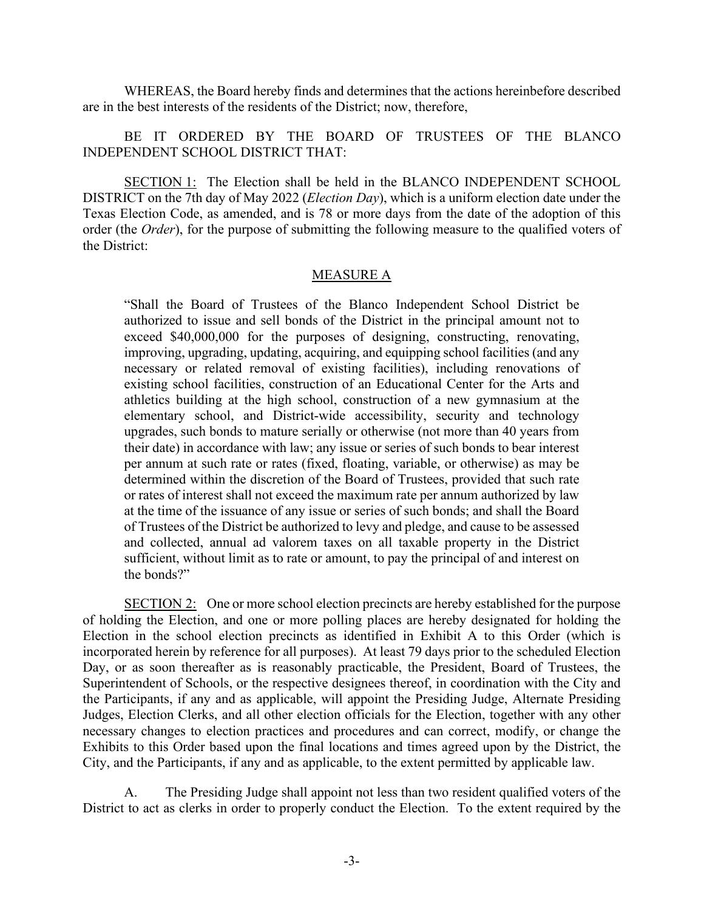WHEREAS, the Board hereby finds and determines that the actions hereinbefore described are in the best interests of the residents of the District; now, therefore,

BE IT ORDERED BY THE BOARD OF TRUSTEES OF THE BLANCO INDEPENDENT SCHOOL DISTRICT THAT:

<u>SECTION 1:</u> The Election shall be held in the BLANCO INDEPENDENT SCHOOL DISTRICT on the 7th day of May 2022 (*Election Day*), which is a uniform election date under the Texas Election Code, as amended, and is 78 or more days from the date of the adoption of this order (the *Order*), for the purpose of submitting the following measure to the qualified voters of the District:

<u>MEASURE A</u>

> "Shall the Board of Trustees of the Blanco Independent School District be authorized to issue and sell bonds of the District in the principal amount not to exceed $40,000,000 for the purposes of designing, constructing, renovating, improving, upgrading, updating, acquiring, and equipping school facilities (and any necessary or related removal of existing facilities), including renovations of existing school facilities, construction of an Educational Center for the Arts and athletics building at the high school, construction of a new gymnasium at the elementary school, and District-wide accessibility, security and technology upgrades, such bonds to mature serially or otherwise (not more than 40 years from their date) in accordance with law; any issue or series of such bonds to bear interest per annum at such rate or rates (fixed, floating, variable, or otherwise) as may be determined within the discretion of the Board of Trustees, provided that such rate or rates of interest shall not exceed the maximum rate per annum authorized by law at the time of the issuance of any issue or series of such bonds; and shall the Board of Trustees of the District be authorized to levy and pledge, and cause to be assessed and collected, annual ad valorem taxes on all taxable property in the District sufficient, without limit as to rate or amount, to pay the principal of and interest on the bonds?"

<u>SECTION 2:</u> One or more school election precincts are hereby established for the purpose of holding the Election, and one or more polling places are hereby designated for holding the Election in the school election precincts as identified in Exhibit A to this Order (which is incorporated herein by reference for all purposes). At least 79 days prior to the scheduled Election Day, or as soon thereafter as is reasonably practicable, the President, Board of Trustees, the Superintendent of Schools, or the respective designees thereof, in coordination with the City and the Participants, if any and as applicable, will appoint the Presiding Judge, Alternate Presiding Judges, Election Clerks, and all other election officials for the Election, together with any other necessary changes to election practices and procedures and can correct, modify, or change the Exhibits to this Order based upon the final locations and times agreed upon by the District, the City, and the Participants, if any and as applicable, to the extent permitted by applicable law.

A. The Presiding Judge shall appoint not less than two resident qualified voters of the District to act as clerks in order to properly conduct the Election. To the extent required by the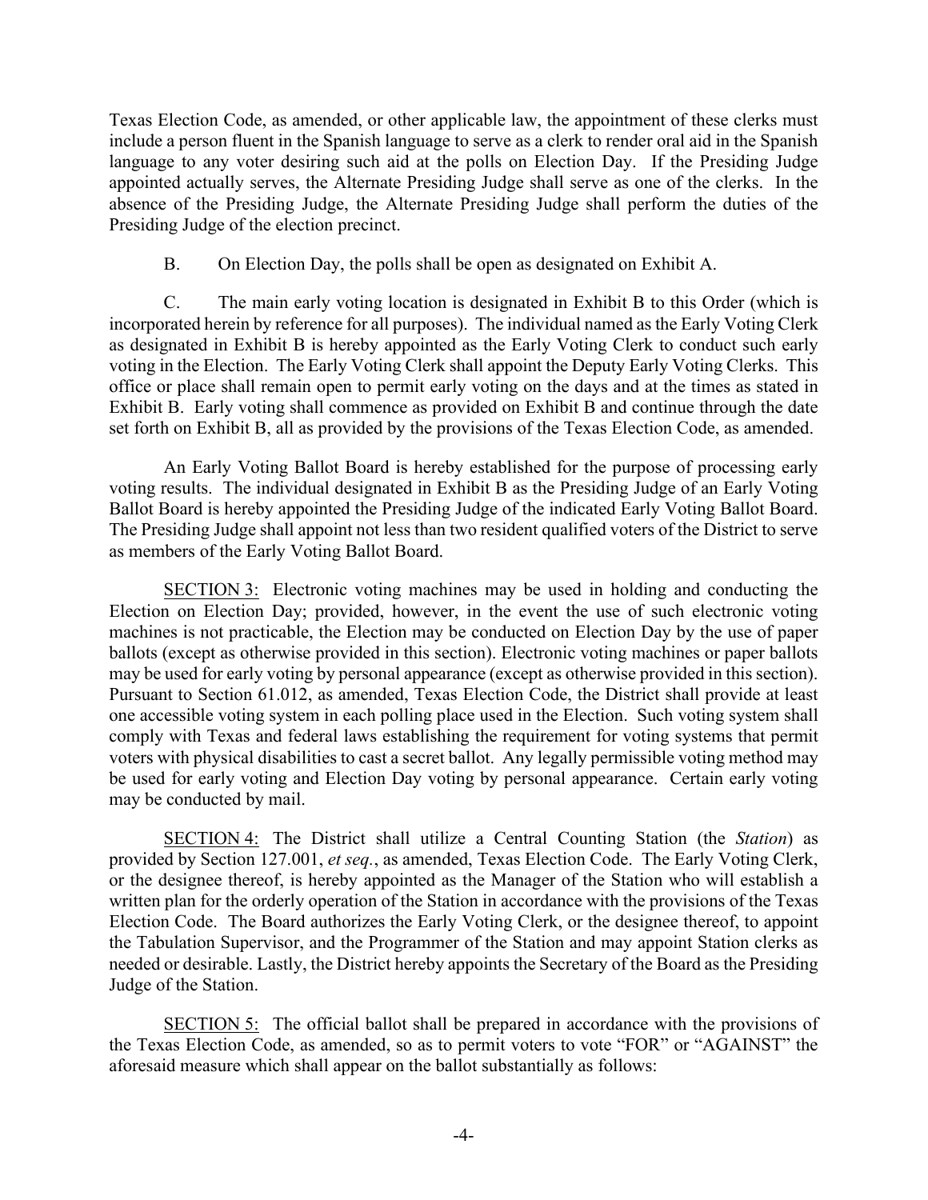Texas Election Code, as amended, or other applicable law, the appointment of these clerks must include a person fluent in the Spanish language to serve as a clerk to render oral aid in the Spanish language to any voter desiring such aid at the polls on Election Day. If the Presiding Judge appointed actually serves, the Alternate Presiding Judge shall serve as one of the clerks. In the absence of the Presiding Judge, the Alternate Presiding Judge shall perform the duties of the Presiding Judge of the election precinct.

B. On Election Day, the polls shall be open as designated on Exhibit A.

C. The main early voting location is designated in Exhibit B to this Order (which is incorporated herein by reference for all purposes). The individual named as the Early Voting Clerk as designated in Exhibit B is hereby appointed as the Early Voting Clerk to conduct such early voting in the Election. The Early Voting Clerk shall appoint the Deputy Early Voting Clerks. This office or place shall remain open to permit early voting on the days and at the times as stated in Exhibit B. Early voting shall commence as provided on Exhibit B and continue through the date set forth on Exhibit B, all as provided by the provisions of the Texas Election Code, as amended.

An Early Voting Ballot Board is hereby established for the purpose of processing early voting results. The individual designated in Exhibit B as the Presiding Judge of an Early Voting Ballot Board is hereby appointed the Presiding Judge of the indicated Early Voting Ballot Board. The Presiding Judge shall appoint not less than two resident qualified voters of the District to serve as members of the Early Voting Ballot Board.

<u>SECTION 3:</u> Electronic voting machines may be used in holding and conducting the Election on Election Day; provided, however, in the event the use of such electronic voting machines is not practicable, the Election may be conducted on Election Day by the use of paper ballots (except as otherwise provided in this section). Electronic voting machines or paper ballots may be used for early voting by personal appearance (except as otherwise provided in this section). Pursuant to Section 61.012, as amended, Texas Election Code, the District shall provide at least one accessible voting system in each polling place used in the Election. Such voting system shall comply with Texas and federal laws establishing the requirement for voting systems that permit voters with physical disabilities to cast a secret ballot. Any legally permissible voting method may be used for early voting and Election Day voting by personal appearance. Certain early voting may be conducted by mail.

<u>SECTION 4:</u> The District shall utilize a Central Counting Station (the *Station*) as provided by Section 127.001, *et seq.*, as amended, Texas Election Code. The Early Voting Clerk, or the designee thereof, is hereby appointed as the Manager of the Station who will establish a written plan for the orderly operation of the Station in accordance with the provisions of the Texas Election Code. The Board authorizes the Early Voting Clerk, or the designee thereof, to appoint the Tabulation Supervisor, and the Programmer of the Station and may appoint Station clerks as needed or desirable. Lastly, the District hereby appoints the Secretary of the Board as the Presiding Judge of the Station.

<u>SECTION 5:</u> The official ballot shall be prepared in accordance with the provisions of the Texas Election Code, as amended, so as to permit voters to vote "FOR" or "AGAINST" the aforesaid measure which shall appear on the ballot substantially as follows: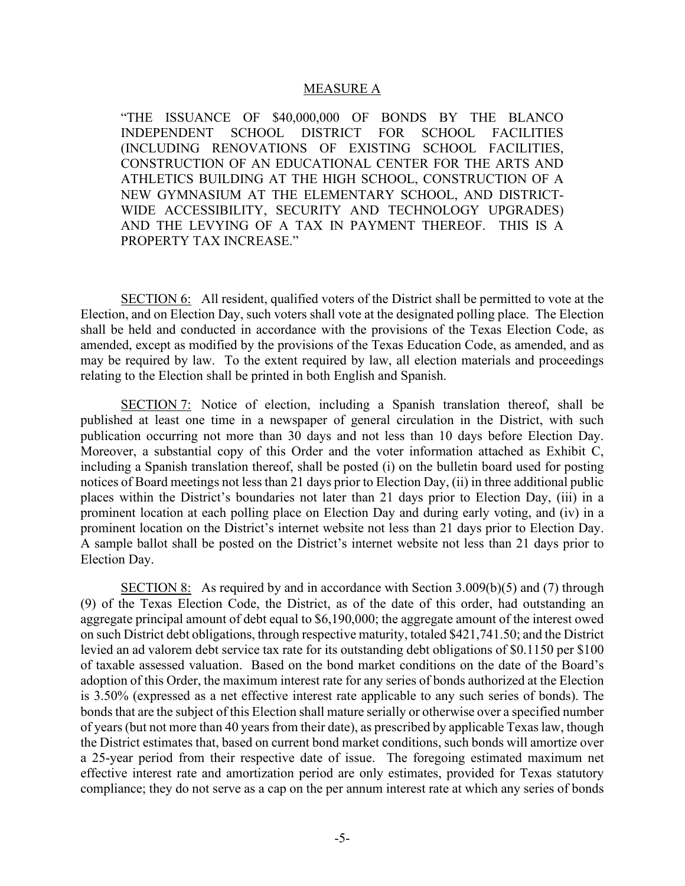MEASURE A

> "THE ISSUANCE OF $40,000,000 OF BONDS BY THE BLANCO INDEPENDENT SCHOOL DISTRICT FOR SCHOOL FACILITIES (INCLUDING RENOVATIONS OF EXISTING SCHOOL FACILITIES, CONSTRUCTION OF AN EDUCATIONAL CENTER FOR THE ARTS AND ATHLETICS BUILDING AT THE HIGH SCHOOL, CONSTRUCTION OF A NEW GYMNASIUM AT THE ELEMENTARY SCHOOL, AND DISTRICT-WIDE ACCESSIBILITY, SECURITY AND TECHNOLOGY UPGRADES) AND THE LEVYING OF A TAX IN PAYMENT THEREOF. THIS IS A PROPERTY TAX INCREASE."

SECTION 6: All resident, qualified voters of the District shall be permitted to vote at the Election, and on Election Day, such voters shall vote at the designated polling place. The Election shall be held and conducted in accordance with the provisions of the Texas Election Code, as amended, except as modified by the provisions of the Texas Education Code, as amended, and as may be required by law. To the extent required by law, all election materials and proceedings relating to the Election shall be printed in both English and Spanish.

SECTION 7: Notice of election, including a Spanish translation thereof, shall be published at least one time in a newspaper of general circulation in the District, with such publication occurring not more than 30 days and not less than 10 days before Election Day. Moreover, a substantial copy of this Order and the voter information attached as Exhibit C, including a Spanish translation thereof, shall be posted (i) on the bulletin board used for posting notices of Board meetings not less than 21 days prior to Election Day, (ii) in three additional public places within the District's boundaries not later than 21 days prior to Election Day, (iii) in a prominent location at each polling place on Election Day and during early voting, and (iv) in a prominent location on the District's internet website not less than 21 days prior to Election Day. A sample ballot shall be posted on the District's internet website not less than 21 days prior to Election Day.

SECTION 8: As required by and in accordance with Section 3.009(b)(5) and (7) through (9) of the Texas Election Code, the District, as of the date of this order, had outstanding an aggregate principal amount of debt equal to $6,190,000; the aggregate amount of the interest owed on such District debt obligations, through respective maturity, totaled $421,741.50; and the District levied an ad valorem debt service tax rate for its outstanding debt obligations of $0.1150 per $100 of taxable assessed valuation. Based on the bond market conditions on the date of the Board's adoption of this Order, the maximum interest rate for any series of bonds authorized at the Election is 3.50% (expressed as a net effective interest rate applicable to any such series of bonds). The bonds that are the subject of this Election shall mature serially or otherwise over a specified number of years (but not more than 40 years from their date), as prescribed by applicable Texas law, though the District estimates that, based on current bond market conditions, such bonds will amortize over a 25-year period from their respective date of issue. The foregoing estimated maximum net effective interest rate and amortization period are only estimates, provided for Texas statutory compliance; they do not serve as a cap on the per annum interest rate at which any series of bonds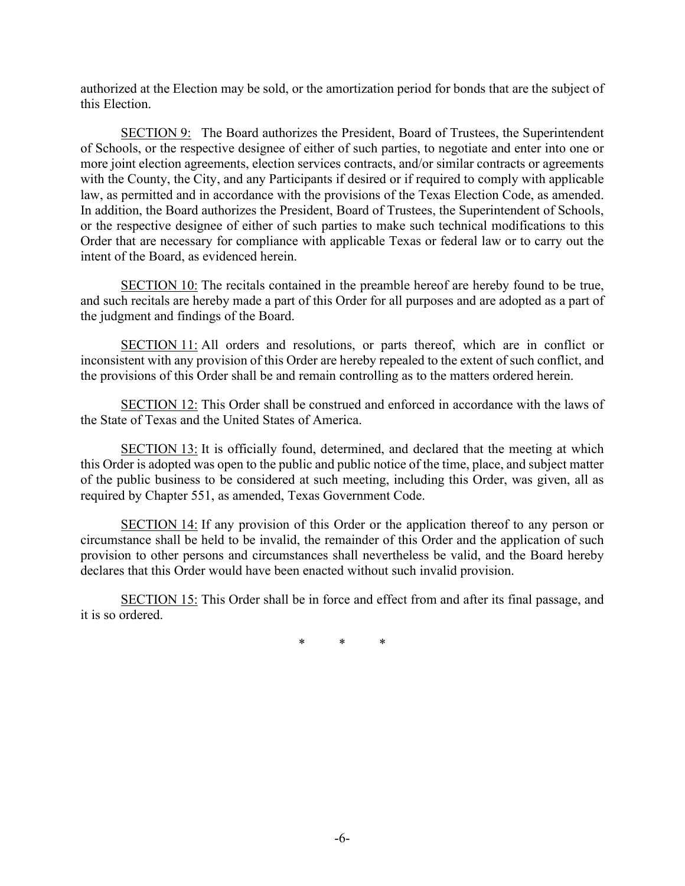authorized at the Election may be sold, or the amortization period for bonds that are the subject of this Election.

SECTION 9: The Board authorizes the President, Board of Trustees, the Superintendent of Schools, or the respective designee of either of such parties, to negotiate and enter into one or more joint election agreements, election services contracts, and/or similar contracts or agreements with the County, the City, and any Participants if desired or if required to comply with applicable law, as permitted and in accordance with the provisions of the Texas Election Code, as amended. In addition, the Board authorizes the President, Board of Trustees, the Superintendent of Schools, or the respective designee of either of such parties to make such technical modifications to this Order that are necessary for compliance with applicable Texas or federal law or to carry out the intent of the Board, as evidenced herein.

SECTION 10: The recitals contained in the preamble hereof are hereby found to be true, and such recitals are hereby made a part of this Order for all purposes and are adopted as a part of the judgment and findings of the Board.

SECTION 11: All orders and resolutions, or parts thereof, which are in conflict or inconsistent with any provision of this Order are hereby repealed to the extent of such conflict, and the provisions of this Order shall be and remain controlling as to the matters ordered herein.

SECTION 12: This Order shall be construed and enforced in accordance with the laws of the State of Texas and the United States of America.

SECTION 13: It is officially found, determined, and declared that the meeting at which this Order is adopted was open to the public and public notice of the time, place, and subject matter of the public business to be considered at such meeting, including this Order, was given, all as required by Chapter 551, as amended, Texas Government Code.

SECTION 14: If any provision of this Order or the application thereof to any person or circumstance shall be held to be invalid, the remainder of this Order and the application of such provision to other persons and circumstances shall nevertheless be valid, and the Board hereby declares that this Order would have been enacted without such invalid provision.

SECTION 15: This Order shall be in force and effect from and after its final passage, and it is so ordered.

\* \* \*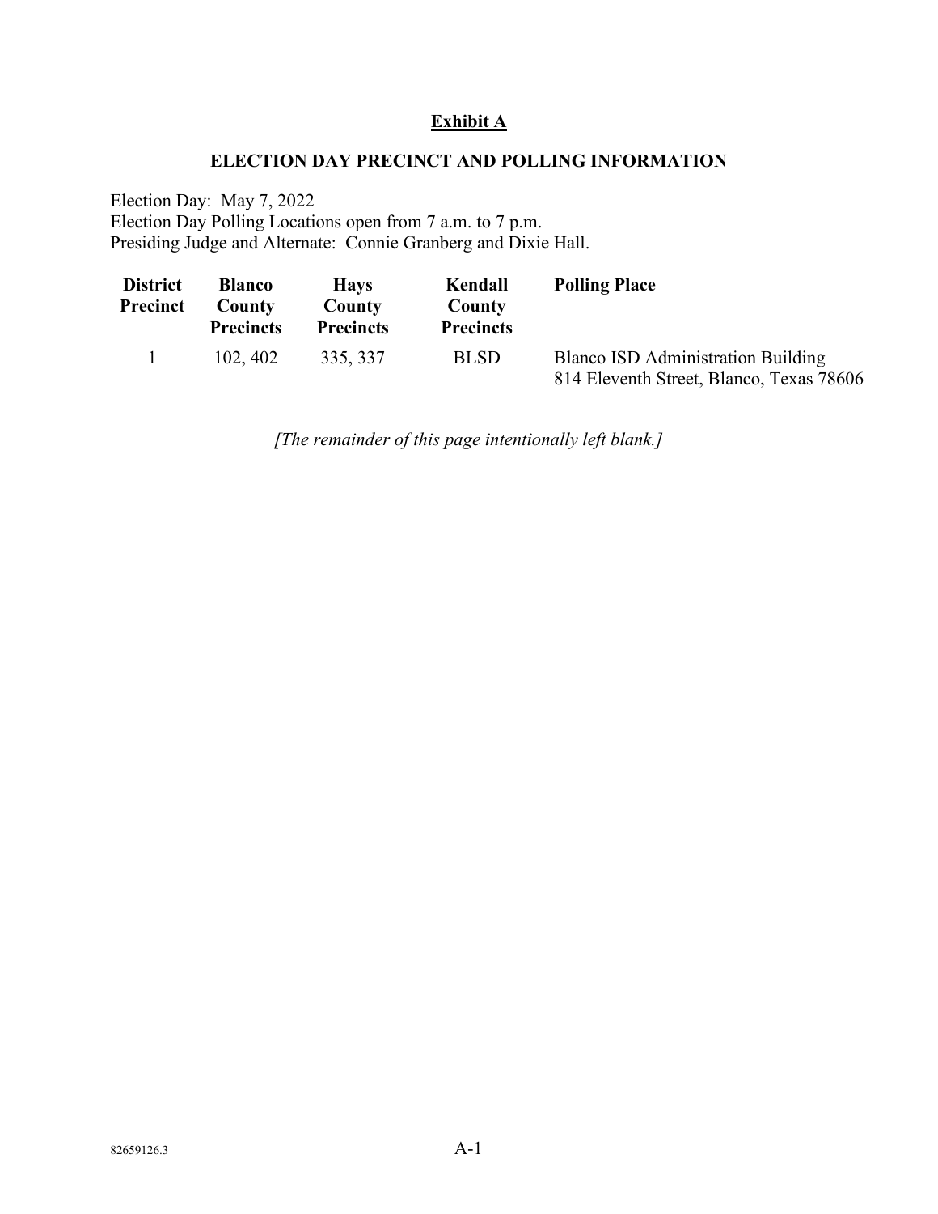**Exhibit A**

**ELECTION DAY PRECINCT AND POLLING INFORMATION**

Election Day: May 7, 2022
Election Day Polling Locations open from 7 a.m. to 7 p.m.
Presiding Judge and Alternate: Connie Granberg and Dixie Hall.

| District Precinct | Blanco County Precincts | Hays County Precincts | Kendall County Precincts | Polling Place |
|---|---|---|---|---|
| 1 | 102, 402 | 335, 337 | BLSD | Blanco ISD Administration Building<br>814 Eleventh Street, Blanco, Texas 78606 |

*[The remainder of this page intentionally left blank.]*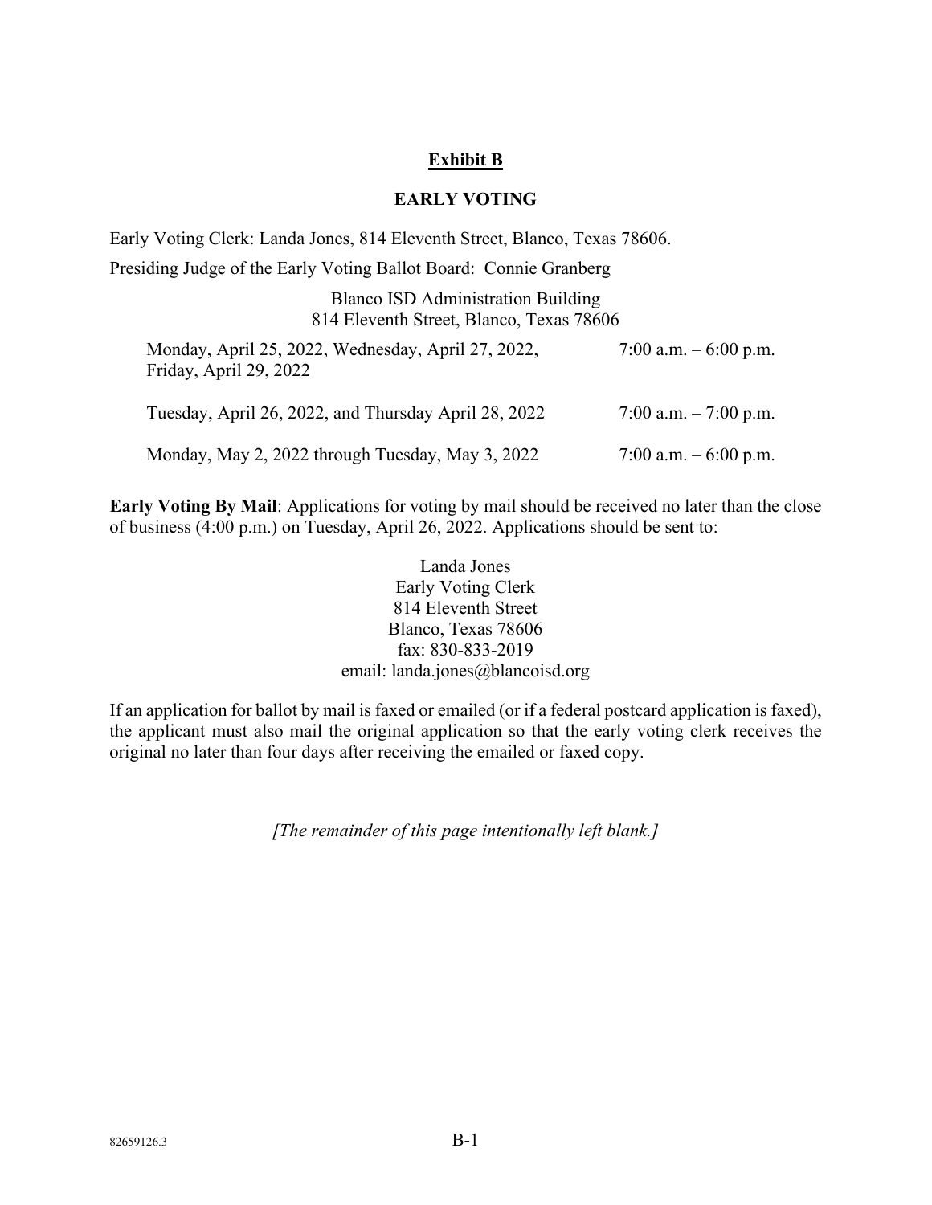## Exhibit B

### EARLY VOTING

Early Voting Clerk: Landa Jones, 814 Eleventh Street, Blanco, Texas 78606.

Presiding Judge of the Early Voting Ballot Board: Connie Granberg

Blanco ISD Administration Building
814 Eleventh Street, Blanco, Texas 78606

| | |
|---|---|
| Monday, April 25, 2022, Wednesday, April 27, 2022, Friday, April 29, 2022 | 7:00 a.m. – 6:00 p.m. |
| Tuesday, April 26, 2022, and Thursday April 28, 2022 | 7:00 a.m. – 7:00 p.m. |
| Monday, May 2, 2022 through Tuesday, May 3, 2022 | 7:00 a.m. – 6:00 p.m. |

**Early Voting By Mail**: Applications for voting by mail should be received no later than the close of business (4:00 p.m.) on Tuesday, April 26, 2022. Applications should be sent to:

Landa Jones
Early Voting Clerk
814 Eleventh Street
Blanco, Texas 78606
fax: 830-833-2019
email: landa.jones@blancoisd.org

If an application for ballot by mail is faxed or emailed (or if a federal postcard application is faxed), the applicant must also mail the original application so that the early voting clerk receives the original no later than four days after receiving the emailed or faxed copy.

*[The remainder of this page intentionally left blank.]*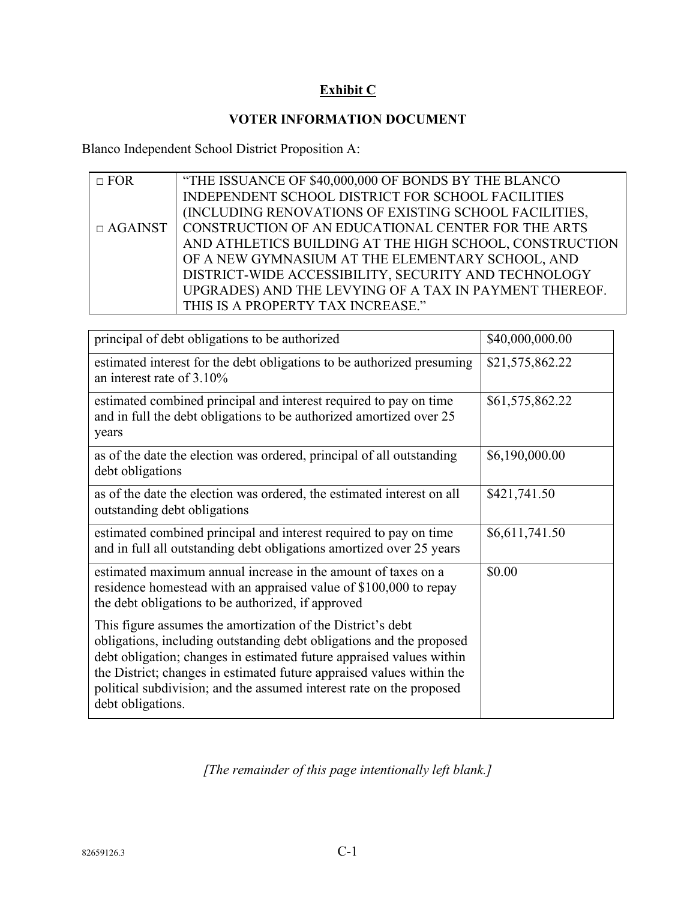**Exhibit C**

**VOTER INFORMATION DOCUMENT**

Blanco Independent School District Proposition A:

| | |
|---|---|
| □ FOR<br><br>□ AGAINST | "THE ISSUANCE OF $40,000,000 OF BONDS BY THE BLANCO INDEPENDENT SCHOOL DISTRICT FOR SCHOOL FACILITIES (INCLUDING RENOVATIONS OF EXISTING SCHOOL FACILITIES, CONSTRUCTION OF AN EDUCATIONAL CENTER FOR THE ARTS AND ATHLETICS BUILDING AT THE HIGH SCHOOL, CONSTRUCTION OF A NEW GYMNASIUM AT THE ELEMENTARY SCHOOL, AND DISTRICT-WIDE ACCESSIBILITY, SECURITY AND TECHNOLOGY UPGRADES) AND THE LEVYING OF A TAX IN PAYMENT THEREOF. THIS IS A PROPERTY TAX INCREASE." |

| | |
|---|---|
| principal of debt obligations to be authorized | $40,000,000.00 |
| estimated interest for the debt obligations to be authorized presuming an interest rate of 3.10% | $21,575,862.22 |
| estimated combined principal and interest required to pay on time and in full the debt obligations to be authorized amortized over 25 years | $61,575,862.22 |
| as of the date the election was ordered, principal of all outstanding debt obligations | $6,190,000.00 |
| as of the date the election was ordered, the estimated interest on all outstanding debt obligations | $421,741.50 |
| estimated combined principal and interest required to pay on time and in full all outstanding debt obligations amortized over 25 years | $6,611,741.50 |
| estimated maximum annual increase in the amount of taxes on a residence homestead with an appraised value of $100,000 to repay the debt obligations to be authorized, if approved<br><br>This figure assumes the amortization of the District's debt obligations, including outstanding debt obligations and the proposed debt obligation; changes in estimated future appraised values within the District; changes in estimated future appraised values within the political subdivision; and the assumed interest rate on the proposed debt obligations. | $0.00 |

*[The remainder of this page intentionally left blank.]*